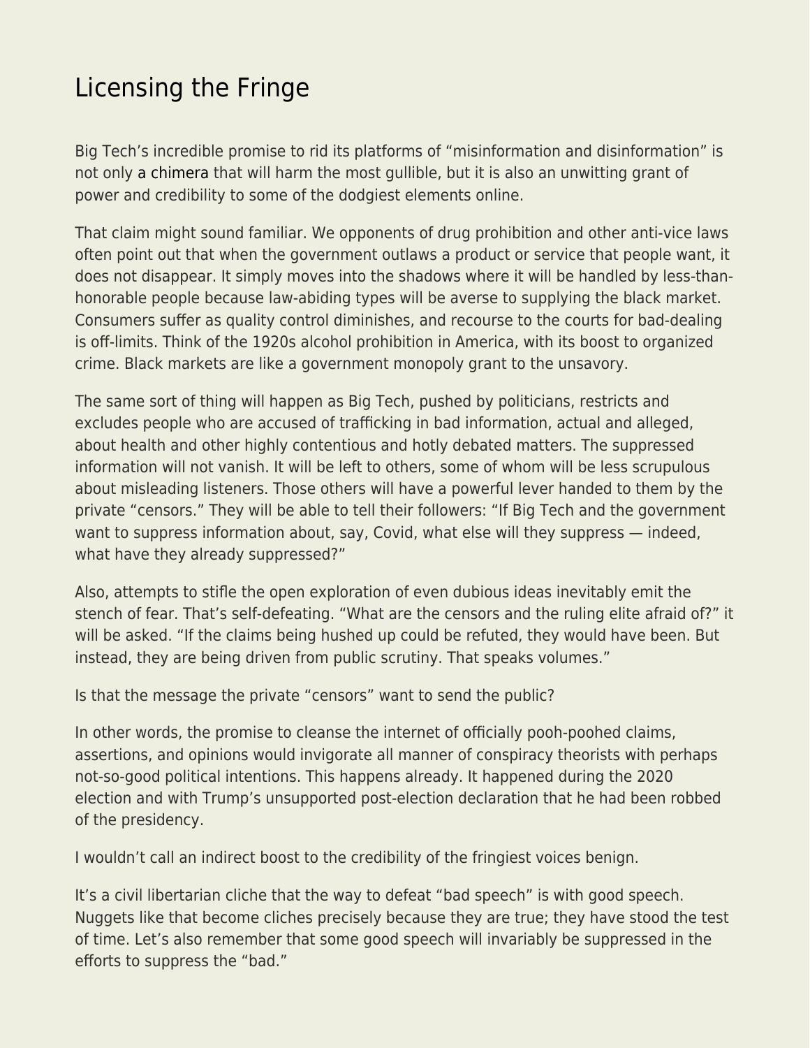# Licensing the Fringe

Big Tech's incredible promise to rid its platforms of "misinformation and disinformation" is not only a chimera that will harm the most gullible, but it is also an unwitting grant of power and credibility to some of the dodgiest elements online.

That claim might sound familiar. We opponents of drug prohibition and other anti-vice laws often point out that when the government outlaws a product or service that people want, it does not disappear. It simply moves into the shadows where it will be handled by less-than-honorable people because law-abiding types will be averse to supplying the black market. Consumers suffer as quality control diminishes, and recourse to the courts for bad-dealing is off-limits. Think of the 1920s alcohol prohibition in America, with its boost to organized crime. Black markets are like a government monopoly grant to the unsavory.

The same sort of thing will happen as Big Tech, pushed by politicians, restricts and excludes people who are accused of trafficking in bad information, actual and alleged, about health and other highly contentious and hotly debated matters. The suppressed information will not vanish. It will be left to others, some of whom will be less scrupulous about misleading listeners. Those others will have a powerful lever handed to them by the private "censors." They will be able to tell their followers: "If Big Tech and the government want to suppress information about, say, Covid, what else will they suppress — indeed, what have they already suppressed?"

Also, attempts to stifle the open exploration of even dubious ideas inevitably emit the stench of fear. That's self-defeating. "What are the censors and the ruling elite afraid of?" it will be asked. "If the claims being hushed up could be refuted, they would have been. But instead, they are being driven from public scrutiny. That speaks volumes."

Is that the message the private "censors" want to send the public?

In other words, the promise to cleanse the internet of officially pooh-poohed claims, assertions, and opinions would invigorate all manner of conspiracy theorists with perhaps not-so-good political intentions. This happens already. It happened during the 2020 election and with Trump's unsupported post-election declaration that he had been robbed of the presidency.

I wouldn't call an indirect boost to the credibility of the fringiest voices benign.

It's a civil libertarian cliche that the way to defeat "bad speech" is with good speech. Nuggets like that become cliches precisely because they are true; they have stood the test of time. Let's also remember that some good speech will invariably be suppressed in the efforts to suppress the "bad."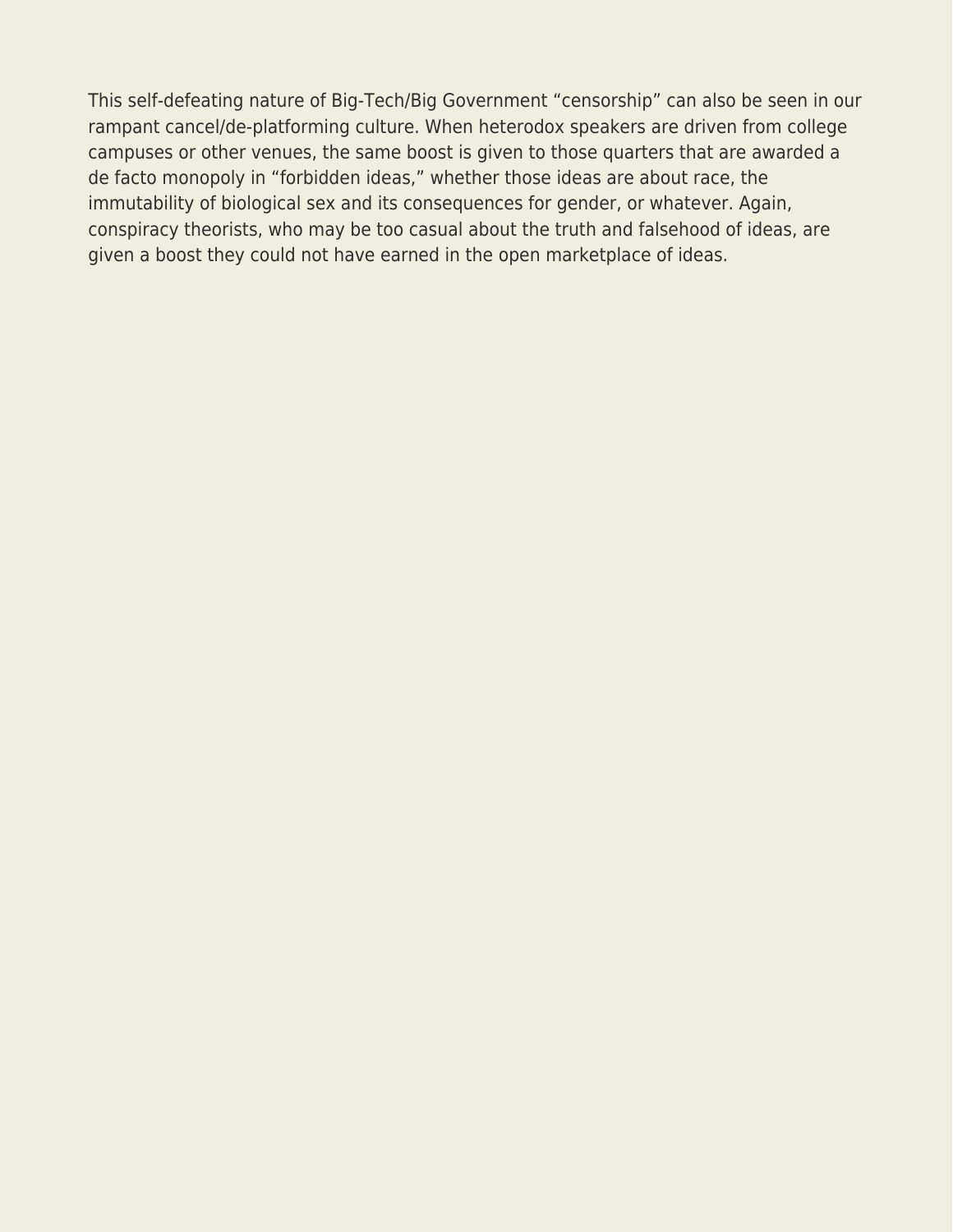This self-defeating nature of Big-Tech/Big Government "censorship" can also be seen in our rampant cancel/de-platforming culture. When heterodox speakers are driven from college campuses or other venues, the same boost is given to those quarters that are awarded a de facto monopoly in "forbidden ideas," whether those ideas are about race, the immutability of biological sex and its consequences for gender, or whatever. Again, conspiracy theorists, who may be too casual about the truth and falsehood of ideas, are given a boost they could not have earned in the open marketplace of ideas.